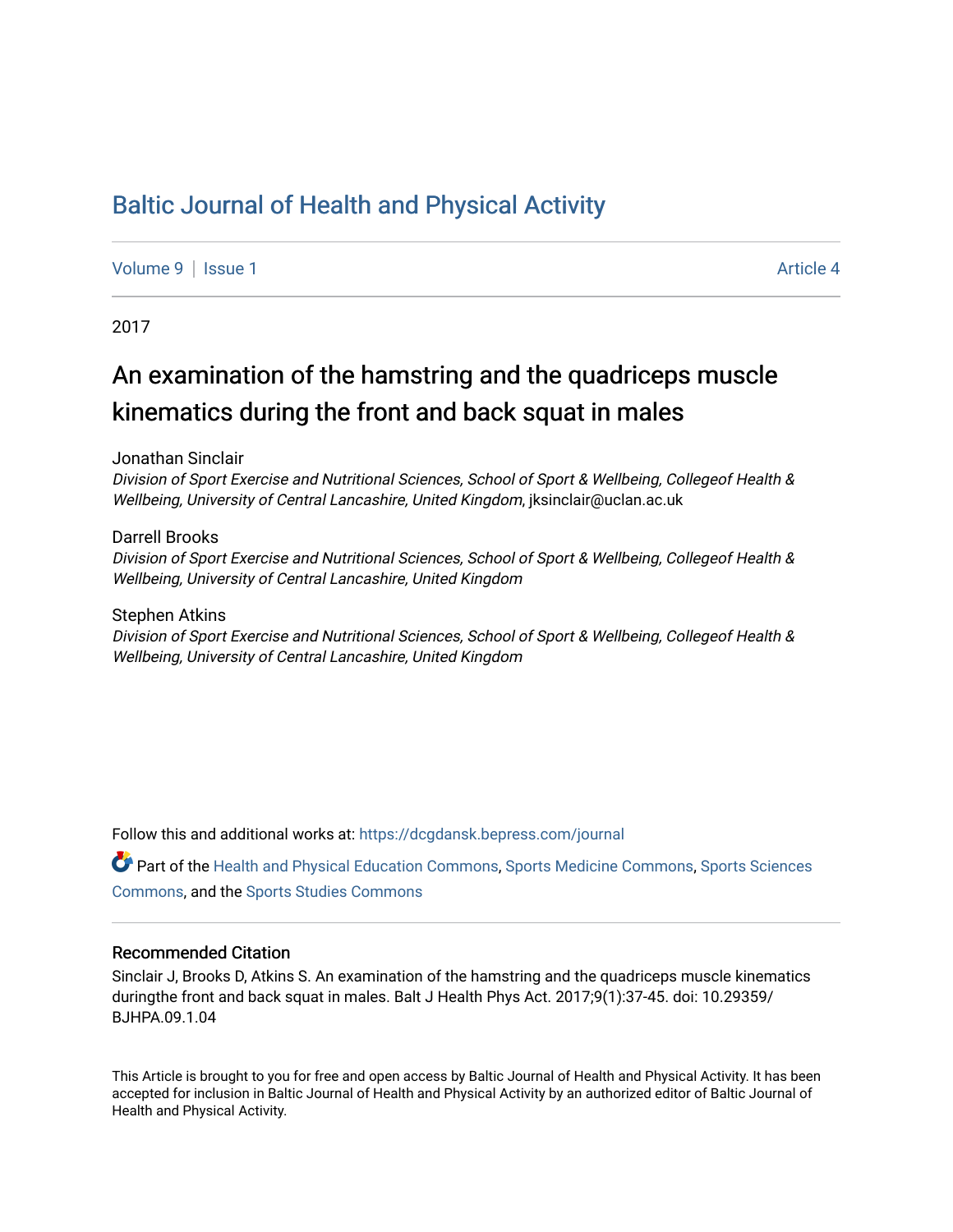# Baltic Journal of Health and Physical Activity

Volume 9 | Issue 1 Article 4

2017

## An examination of the hamstring and the quadriceps muscle kinematics during the front and back squat in males

Jonathan Sinclair
*Division of Sport Exercise and Nutritional Sciences, School of Sport & Wellbeing, Collegeof Health & Wellbeing, University of Central Lancashire, United Kingdom*, jksinclair@uclan.ac.uk

Darrell Brooks
*Division of Sport Exercise and Nutritional Sciences, School of Sport & Wellbeing, Collegeof Health & Wellbeing, University of Central Lancashire, United Kingdom*

Stephen Atkins
*Division of Sport Exercise and Nutritional Sciences, School of Sport & Wellbeing, Collegeof Health & Wellbeing, University of Central Lancashire, United Kingdom*

Follow this and additional works at: https://dcgdansk.bepress.com/journal

Part of the Health and Physical Education Commons, Sports Medicine Commons, Sports Sciences Commons, and the Sports Studies Commons

### Recommended Citation

Sinclair J, Brooks D, Atkins S. An examination of the hamstring and the quadriceps muscle kinematics duringthe front and back squat in males. Balt J Health Phys Act. 2017;9(1):37-45. doi: 10.29359/BJHPA.09.1.04

This Article is brought to you for free and open access by Baltic Journal of Health and Physical Activity. It has been accepted for inclusion in Baltic Journal of Health and Physical Activity by an authorized editor of Baltic Journal of Health and Physical Activity.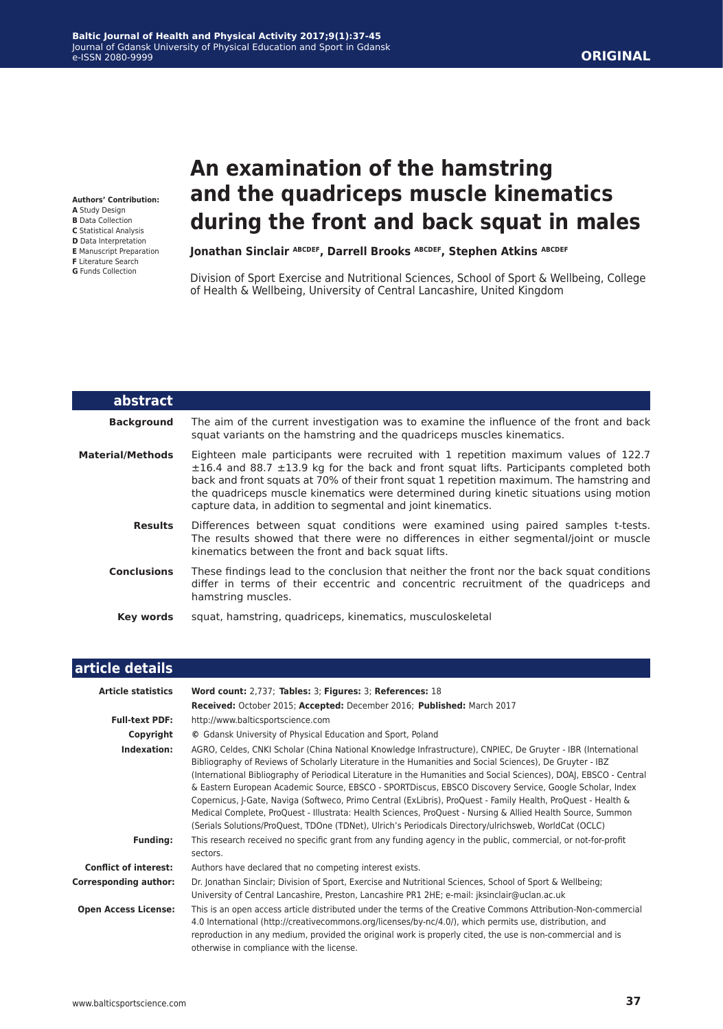**Authors' Contribution:**
**A** Study Design
**B** Data Collection
**C** Statistical Analysis
**D** Data Interpretation
**E** Manuscript Preparation
**F** Literature Search
**G** Funds Collection

# An examination of the hamstring and the quadriceps muscle kinematics during the front and back squat in males

**Jonathan Sinclair** [ABCDEF], **Darrell Brooks** [ABCDEF], **Stephen Atkins** [ABCDEF]

Division of Sport Exercise and Nutritional Sciences, School of Sport & Wellbeing, College of Health & Wellbeing, University of Central Lancashire, United Kingdom

## abstract

**Background**
The aim of the current investigation was to examine the influence of the front and back squat variants on the hamstring and the quadriceps muscles kinematics.

**Material/Methods**
Eighteen male participants were recruited with 1 repetition maximum values of 122.7 ±16.4 and 88.7 ±13.9 kg for the back and front squat lifts. Participants completed both back and front squats at 70% of their front squat 1 repetition maximum. The hamstring and the quadriceps muscle kinematics were determined during kinetic situations using motion capture data, in addition to segmental and joint kinematics.

**Results**
Differences between squat conditions were examined using paired samples t-tests. The results showed that there were no differences in either segmental/joint or muscle kinematics between the front and back squat lifts.

**Conclusions**
These findings lead to the conclusion that neither the front nor the back squat conditions differ in terms of their eccentric and concentric recruitment of the quadriceps and hamstring muscles.

**Key words**
squat, hamstring, quadriceps, kinematics, musculoskeletal

## article details

**Article statistics**
**Word count:** 2,737; **Tables:** 3; **Figures:** 3; **References:** 18
**Received:** October 2015; **Accepted:** December 2016; **Published:** March 2017

**Full-text PDF:** http://www.balticsportscience.com

**Copyright** © Gdansk University of Physical Education and Sport, Poland

**Indexation:** AGRO, Celdes, CNKI Scholar (China National Knowledge Infrastructure), CNPIEC, De Gruyter - IBR (International Bibliography of Reviews of Scholarly Literature in the Humanities and Social Sciences), De Gruyter - IBZ (International Bibliography of Periodical Literature in the Humanities and Social Sciences), DOAJ, EBSCO - Central & Eastern European Academic Source, EBSCO - SPORTDiscus, EBSCO Discovery Service, Google Scholar, Index Copernicus, J-Gate, Naviga (Softweco, Primo Central (ExLibris), ProQuest - Family Health, ProQuest - Health & Medical Complete, ProQuest - Illustrata: Health Sciences, ProQuest - Nursing & Allied Health Source, Summon (Serials Solutions/ProQuest, TDOne (TDNet), Ulrich's Periodicals Directory/ulrichsweb, WorldCat (OCLC)

**Funding:** This research received no specific grant from any funding agency in the public, commercial, or not-for-profit sectors.

**Conflict of interest:** Authors have declared that no competing interest exists.

**Corresponding author:** Dr. Jonathan Sinclair; Division of Sport, Exercise and Nutritional Sciences, School of Sport & Wellbeing; University of Central Lancashire, Preston, Lancashire PR1 2HE; e-mail: jksinclair@uclan.ac.uk

**Open Access License:** This is an open access article distributed under the terms of the Creative Commons Attribution-Non-commercial 4.0 International (http://creativecommons.org/licenses/by-nc/4.0/), which permits use, distribution, and reproduction in any medium, provided the original work is properly cited, the use is non-commercial and is otherwise in compliance with the license.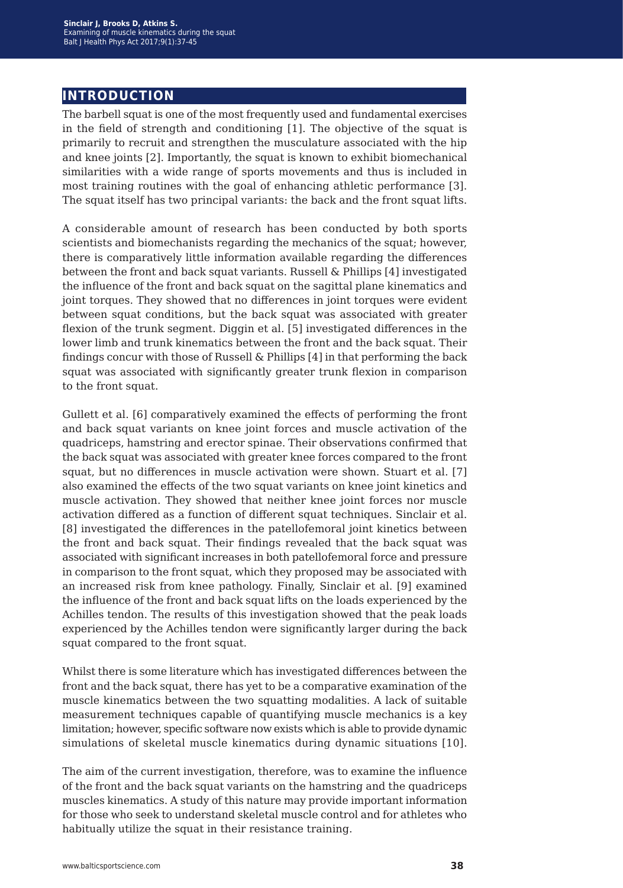## INTRODUCTION

The barbell squat is one of the most frequently used and fundamental exercises in the field of strength and conditioning [1]. The objective of the squat is primarily to recruit and strengthen the musculature associated with the hip and knee joints [2]. Importantly, the squat is known to exhibit biomechanical similarities with a wide range of sports movements and thus is included in most training routines with the goal of enhancing athletic performance [3]. The squat itself has two principal variants: the back and the front squat lifts.

A considerable amount of research has been conducted by both sports scientists and biomechanists regarding the mechanics of the squat; however, there is comparatively little information available regarding the differences between the front and back squat variants. Russell & Phillips [4] investigated the influence of the front and back squat on the sagittal plane kinematics and joint torques. They showed that no differences in joint torques were evident between squat conditions, but the back squat was associated with greater flexion of the trunk segment. Diggin et al. [5] investigated differences in the lower limb and trunk kinematics between the front and the back squat. Their findings concur with those of Russell & Phillips [4] in that performing the back squat was associated with significantly greater trunk flexion in comparison to the front squat.

Gullett et al. [6] comparatively examined the effects of performing the front and back squat variants on knee joint forces and muscle activation of the quadriceps, hamstring and erector spinae. Their observations confirmed that the back squat was associated with greater knee forces compared to the front squat, but no differences in muscle activation were shown. Stuart et al. [7] also examined the effects of the two squat variants on knee joint kinetics and muscle activation. They showed that neither knee joint forces nor muscle activation differed as a function of different squat techniques. Sinclair et al. [8] investigated the differences in the patellofemoral joint kinetics between the front and back squat. Their findings revealed that the back squat was associated with significant increases in both patellofemoral force and pressure in comparison to the front squat, which they proposed may be associated with an increased risk from knee pathology. Finally, Sinclair et al. [9] examined the influence of the front and back squat lifts on the loads experienced by the Achilles tendon. The results of this investigation showed that the peak loads experienced by the Achilles tendon were significantly larger during the back squat compared to the front squat.

Whilst there is some literature which has investigated differences between the front and the back squat, there has yet to be a comparative examination of the muscle kinematics between the two squatting modalities. A lack of suitable measurement techniques capable of quantifying muscle mechanics is a key limitation; however, specific software now exists which is able to provide dynamic simulations of skeletal muscle kinematics during dynamic situations [10].

The aim of the current investigation, therefore, was to examine the influence of the front and the back squat variants on the hamstring and the quadriceps muscles kinematics. A study of this nature may provide important information for those who seek to understand skeletal muscle control and for athletes who habitually utilize the squat in their resistance training.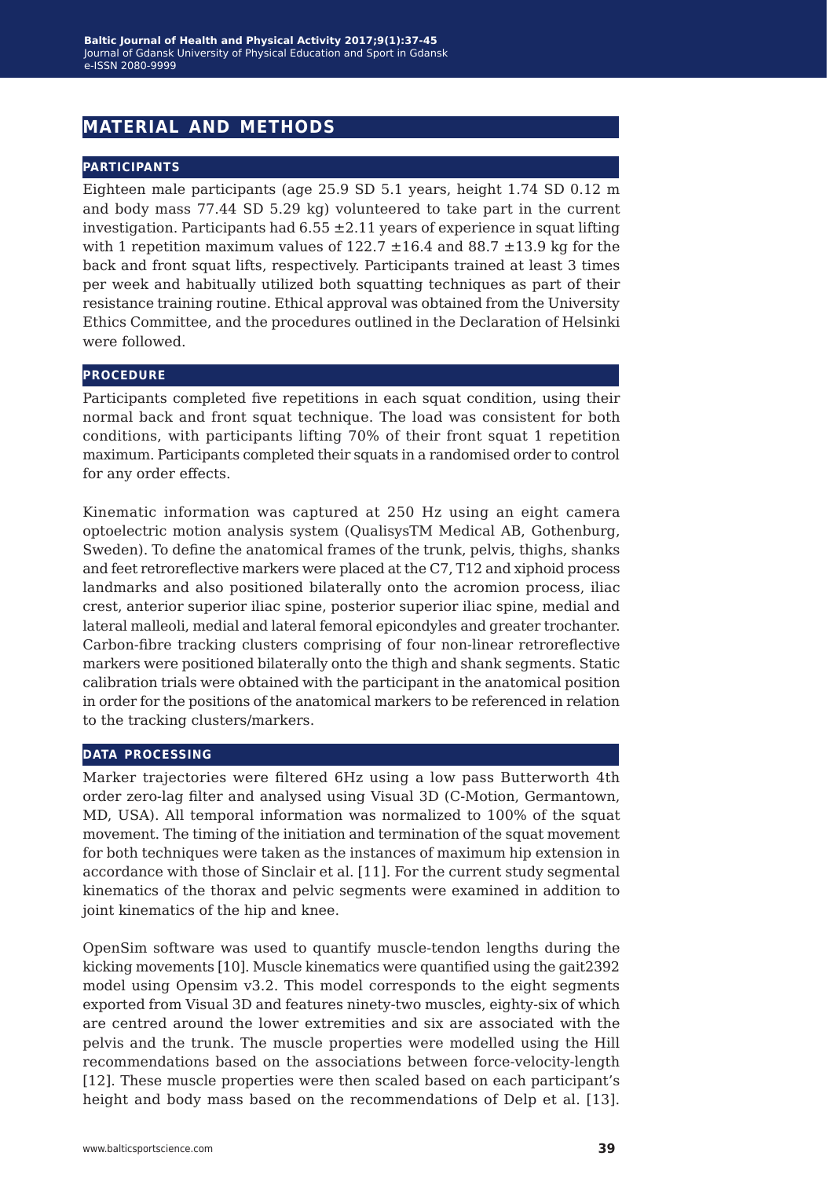## MATERIAL AND METHODS

### PARTICIPANTS

Eighteen male participants (age 25.9 SD 5.1 years, height 1.74 SD 0.12 m and body mass 77.44 SD 5.29 kg) volunteered to take part in the current investigation. Participants had 6.55 ±2.11 years of experience in squat lifting with 1 repetition maximum values of 122.7 ±16.4 and 88.7 ±13.9 kg for the back and front squat lifts, respectively. Participants trained at least 3 times per week and habitually utilized both squatting techniques as part of their resistance training routine. Ethical approval was obtained from the University Ethics Committee, and the procedures outlined in the Declaration of Helsinki were followed.

### PROCEDURE

Participants completed five repetitions in each squat condition, using their normal back and front squat technique. The load was consistent for both conditions, with participants lifting 70% of their front squat 1 repetition maximum. Participants completed their squats in a randomised order to control for any order effects.

Kinematic information was captured at 250 Hz using an eight camera optoelectric motion analysis system (QualisysTM Medical AB, Gothenburg, Sweden). To define the anatomical frames of the trunk, pelvis, thighs, shanks and feet retroreflective markers were placed at the C7, T12 and xiphoid process landmarks and also positioned bilaterally onto the acromion process, iliac crest, anterior superior iliac spine, posterior superior iliac spine, medial and lateral malleoli, medial and lateral femoral epicondyles and greater trochanter. Carbon-fibre tracking clusters comprising of four non-linear retroreflective markers were positioned bilaterally onto the thigh and shank segments. Static calibration trials were obtained with the participant in the anatomical position in order for the positions of the anatomical markers to be referenced in relation to the tracking clusters/markers.

### DATA PROCESSING

Marker trajectories were filtered 6Hz using a low pass Butterworth 4th order zero-lag filter and analysed using Visual 3D (C-Motion, Germantown, MD, USA). All temporal information was normalized to 100% of the squat movement. The timing of the initiation and termination of the squat movement for both techniques were taken as the instances of maximum hip extension in accordance with those of Sinclair et al. [11]. For the current study segmental kinematics of the thorax and pelvic segments were examined in addition to joint kinematics of the hip and knee.

OpenSim software was used to quantify muscle-tendon lengths during the kicking movements [10]. Muscle kinematics were quantified using the gait2392 model using Opensim v3.2. This model corresponds to the eight segments exported from Visual 3D and features ninety-two muscles, eighty-six of which are centred around the lower extremities and six are associated with the pelvis and the trunk. The muscle properties were modelled using the Hill recommendations based on the associations between force-velocity-length [12]. These muscle properties were then scaled based on each participant's height and body mass based on the recommendations of Delp et al. [13].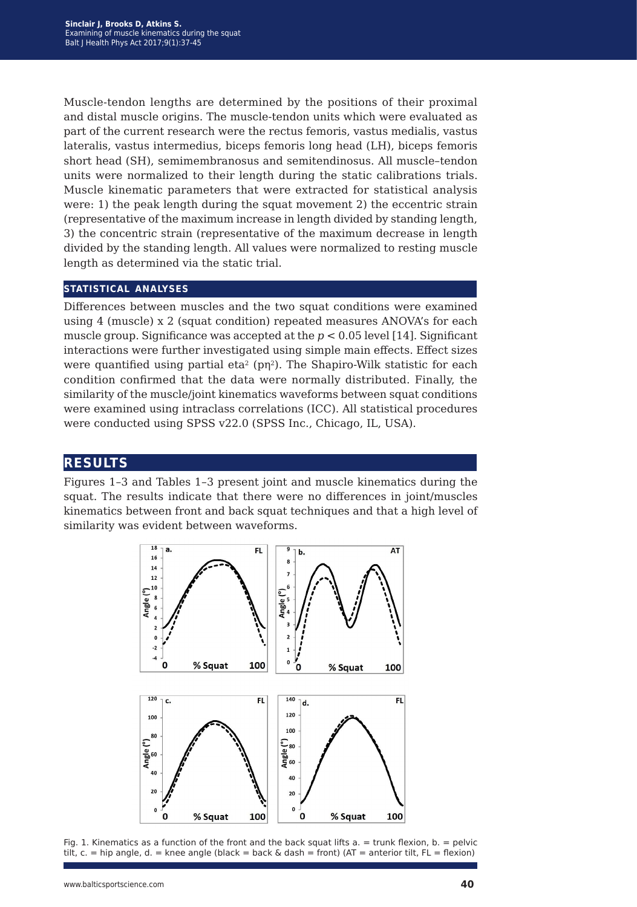Muscle-tendon lengths are determined by the positions of their proximal and distal muscle origins. The muscle-tendon units which were evaluated as part of the current research were the rectus femoris, vastus medialis, vastus lateralis, vastus intermedius, biceps femoris long head (LH), biceps femoris short head (SH), semimembranosus and semitendinosus. All muscle–tendon units were normalized to their length during the static calibrations trials. Muscle kinematic parameters that were extracted for statistical analysis were: 1) the peak length during the squat movement 2) the eccentric strain (representative of the maximum increase in length divided by standing length, 3) the concentric strain (representative of the maximum decrease in length divided by the standing length. All values were normalized to resting muscle length as determined via the static trial.

## STATISTICAL ANALYSES

Differences between muscles and the two squat conditions were examined using 4 (muscle) x 2 (squat condition) repeated measures ANOVA's for each muscle group. Significance was accepted at the $p < 0.05$ level [14]. Significant interactions were further investigated using simple main effects. Effect sizes were quantified using partial eta$^2$ (p$\eta^2$). The Shapiro-Wilk statistic for each condition confirmed that the data were normally distributed. Finally, the similarity of the muscle/joint kinematics waveforms between squat conditions were examined using intraclass correlations (ICC). All statistical procedures were conducted using SPSS v22.0 (SPSS Inc., Chicago, IL, USA).

# RESULTS

Figures 1–3 and Tables 1–3 present joint and muscle kinematics during the squat. The results indicate that there were no differences in joint/muscles kinematics between front and back squat techniques and that a high level of similarity was evident between waveforms.

Fig. 1. Kinematics as a function of the front and the back squat lifts a. = trunk flexion, b. = pelvic tilt, c. = hip angle, d. = knee angle (black = back & dash = front) (AT = anterior tilt, FL = flexion)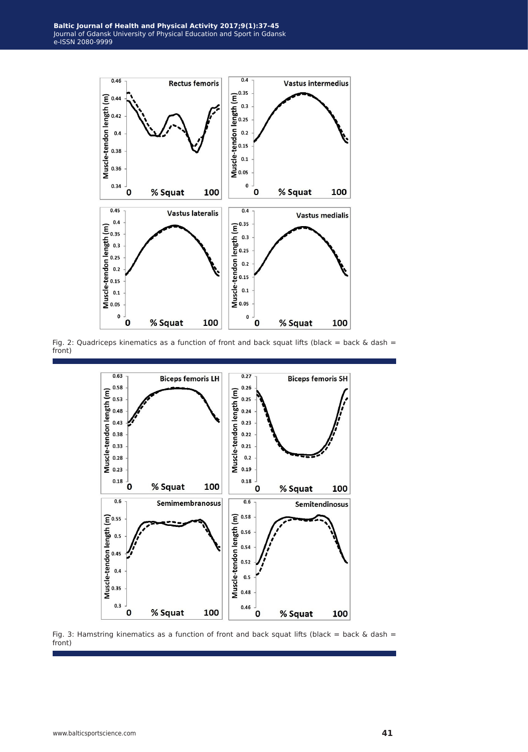Fig. 2: Quadriceps kinematics as a function of front and back squat lifts (black = back & dash = front)

Fig. 3: Hamstring kinematics as a function of front and back squat lifts (black = back & dash = front)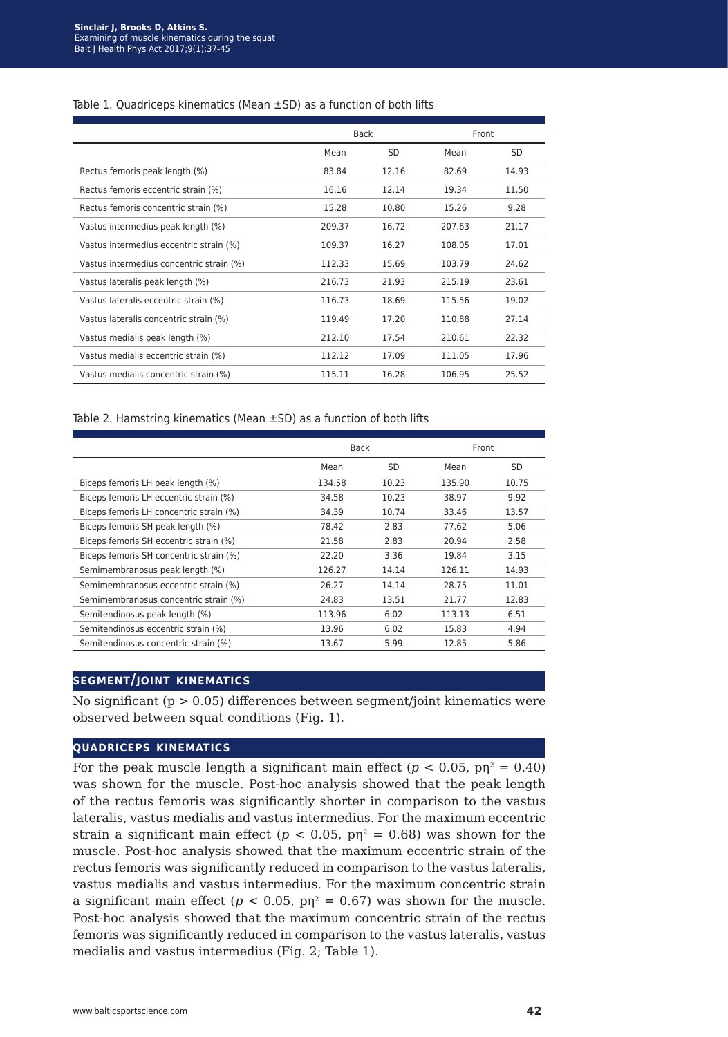Table 1. Quadriceps kinematics (Mean ±SD) as a function of both lifts

| | Back | | Front | |
|---|---|---|---|---|
| | Mean | SD | Mean | SD |
| Rectus femoris peak length (%) | 83.84 | 12.16 | 82.69 | 14.93 |
| Rectus femoris eccentric strain (%) | 16.16 | 12.14 | 19.34 | 11.50 |
| Rectus femoris concentric strain (%) | 15.28 | 10.80 | 15.26 | 9.28 |
| Vastus intermedius peak length (%) | 209.37 | 16.72 | 207.63 | 21.17 |
| Vastus intermedius eccentric strain (%) | 109.37 | 16.27 | 108.05 | 17.01 |
| Vastus intermedius concentric strain (%) | 112.33 | 15.69 | 103.79 | 24.62 |
| Vastus lateralis peak length (%) | 216.73 | 21.93 | 215.19 | 23.61 |
| Vastus lateralis eccentric strain (%) | 116.73 | 18.69 | 115.56 | 19.02 |
| Vastus lateralis concentric strain (%) | 119.49 | 17.20 | 110.88 | 27.14 |
| Vastus medialis peak length (%) | 212.10 | 17.54 | 210.61 | 22.32 |
| Vastus medialis eccentric strain (%) | 112.12 | 17.09 | 111.05 | 17.96 |
| Vastus medialis concentric strain (%) | 115.11 | 16.28 | 106.95 | 25.52 |

Table 2. Hamstring kinematics (Mean ±SD) as a function of both lifts

| | Back | | Front | |
|---|---|---|---|---|
| | Mean | SD | Mean | SD |
| Biceps femoris LH peak length (%) | 134.58 | 10.23 | 135.90 | 10.75 |
| Biceps femoris LH eccentric strain (%) | 34.58 | 10.23 | 38.97 | 9.92 |
| Biceps femoris LH concentric strain (%) | 34.39 | 10.74 | 33.46 | 13.57 |
| Biceps femoris SH peak length (%) | 78.42 | 2.83 | 77.62 | 5.06 |
| Biceps femoris SH eccentric strain (%) | 21.58 | 2.83 | 20.94 | 2.58 |
| Biceps femoris SH concentric strain (%) | 22.20 | 3.36 | 19.84 | 3.15 |
| Semimembranosus peak length (%) | 126.27 | 14.14 | 126.11 | 14.93 |
| Semimembranosus eccentric strain (%) | 26.27 | 14.14 | 28.75 | 11.01 |
| Semimembranosus concentric strain (%) | 24.83 | 13.51 | 21.77 | 12.83 |
| Semitendinosus peak length (%) | 113.96 | 6.02 | 113.13 | 6.51 |
| Semitendinosus eccentric strain (%) | 13.96 | 6.02 | 15.83 | 4.94 |
| Semitendinosus concentric strain (%) | 13.67 | 5.99 | 12.85 | 5.86 |

## SEGMENT/JOINT KINEMATICS

No significant ($p > 0.05$) differences between segment/joint kinematics were observed between squat conditions (Fig. 1).

## QUADRICEPS KINEMATICS

For the peak muscle length a significant main effect ($p < 0.05$, $p\eta^2 = 0.40$) was shown for the muscle. Post-hoc analysis showed that the peak length of the rectus femoris was significantly shorter in comparison to the vastus lateralis, vastus medialis and vastus intermedius. For the maximum eccentric strain a significant main effect ($p < 0.05$, $p\eta^2 = 0.68$) was shown for the muscle. Post-hoc analysis showed that the maximum eccentric strain of the rectus femoris was significantly reduced in comparison to the vastus lateralis, vastus medialis and vastus intermedius. For the maximum concentric strain a significant main effect ($p < 0.05$, $p\eta^2 = 0.67$) was shown for the muscle. Post-hoc analysis showed that the maximum concentric strain of the rectus femoris was significantly reduced in comparison to the vastus lateralis, vastus medialis and vastus intermedius (Fig. 2; Table 1).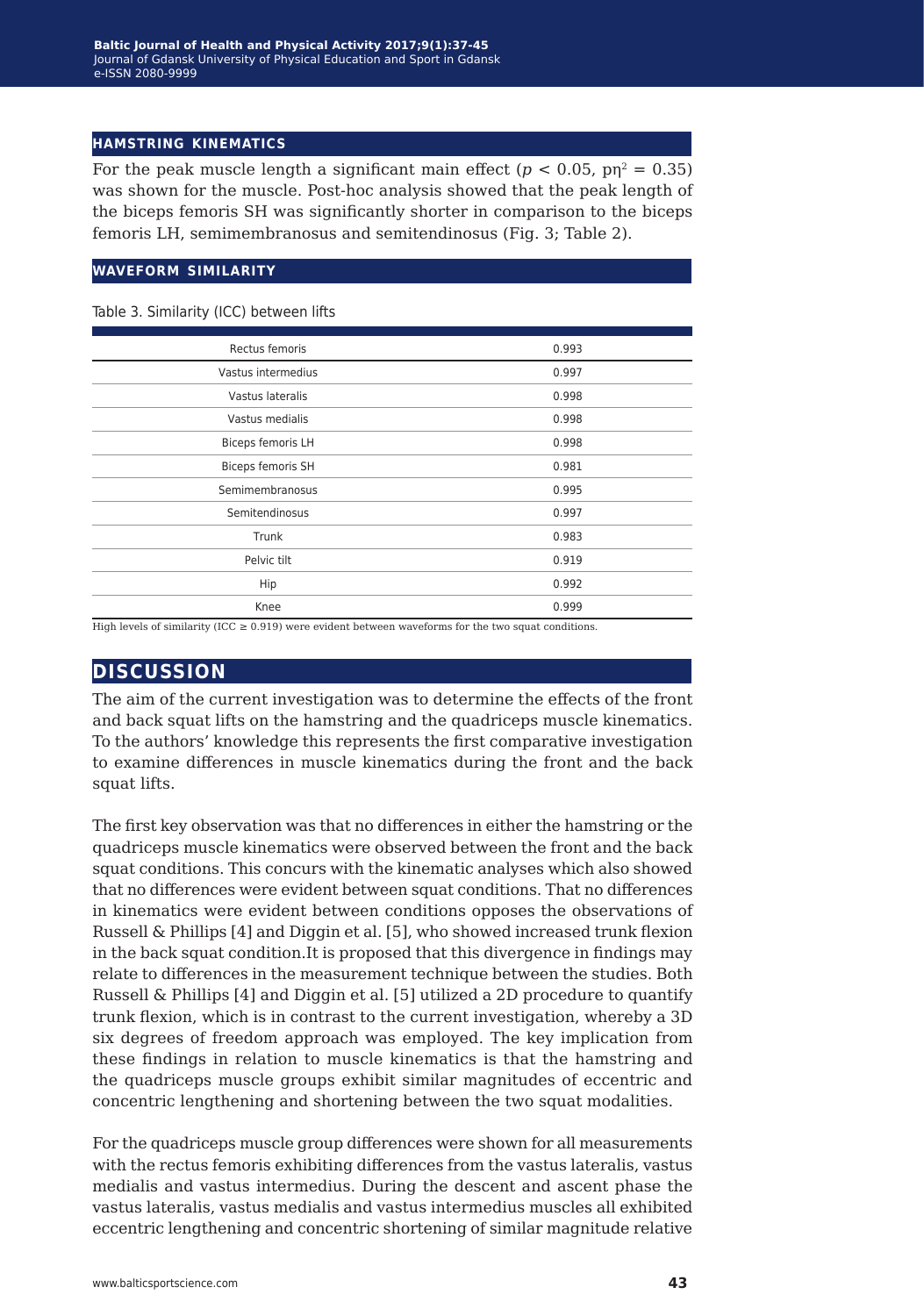### HAMSTRING KINEMATICS

For the peak muscle length a significant main effect ($p < 0.05$, $p\eta^2 = 0.35$) was shown for the muscle. Post-hoc analysis showed that the peak length of the biceps femoris SH was significantly shorter in comparison to the biceps femoris LH, semimembranosus and semitendinosus (Fig. 3; Table 2).

### WAVEFORM SIMILARITY

Table 3. Similarity (ICC) between lifts

| | |
|---|---|
| Rectus femoris | 0.993 |
| Vastus intermedius | 0.997 |
| Vastus lateralis | 0.998 |
| Vastus medialis | 0.998 |
| Biceps femoris LH | 0.998 |
| Biceps femoris SH | 0.981 |
| Semimembranosus | 0.995 |
| Semitendinosus | 0.997 |
| Trunk | 0.983 |
| Pelvic tilt | 0.919 |
| Hip | 0.992 |
| Knee | 0.999 |

High levels of similarity (ICC ≥ 0.919) were evident between waveforms for the two squat conditions.

## DISCUSSION

The aim of the current investigation was to determine the effects of the front and back squat lifts on the hamstring and the quadriceps muscle kinematics. To the authors' knowledge this represents the first comparative investigation to examine differences in muscle kinematics during the front and the back squat lifts.

The first key observation was that no differences in either the hamstring or the quadriceps muscle kinematics were observed between the front and the back squat conditions. This concurs with the kinematic analyses which also showed that no differences were evident between squat conditions. That no differences in kinematics were evident between conditions opposes the observations of Russell & Phillips [4] and Diggin et al. [5], who showed increased trunk flexion in the back squat condition.It is proposed that this divergence in findings may relate to differences in the measurement technique between the studies. Both Russell & Phillips [4] and Diggin et al. [5] utilized a 2D procedure to quantify trunk flexion, which is in contrast to the current investigation, whereby a 3D six degrees of freedom approach was employed. The key implication from these findings in relation to muscle kinematics is that the hamstring and the quadriceps muscle groups exhibit similar magnitudes of eccentric and concentric lengthening and shortening between the two squat modalities.

For the quadriceps muscle group differences were shown for all measurements with the rectus femoris exhibiting differences from the vastus lateralis, vastus medialis and vastus intermedius. During the descent and ascent phase the vastus lateralis, vastus medialis and vastus intermedius muscles all exhibited eccentric lengthening and concentric shortening of similar magnitude relative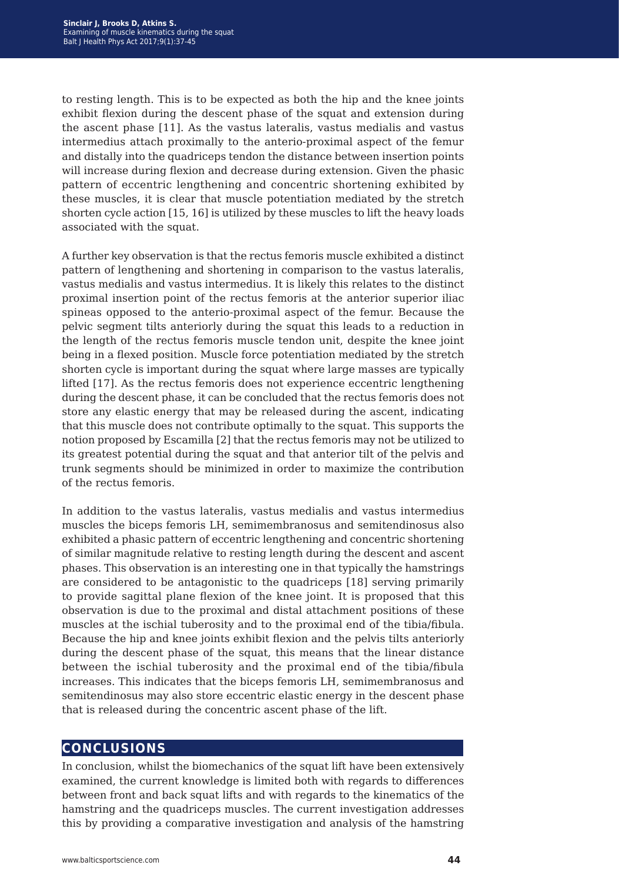to resting length. This is to be expected as both the hip and the knee joints exhibit flexion during the descent phase of the squat and extension during the ascent phase [11]. As the vastus lateralis, vastus medialis and vastus intermedius attach proximally to the anterio-proximal aspect of the femur and distally into the quadriceps tendon the distance between insertion points will increase during flexion and decrease during extension. Given the phasic pattern of eccentric lengthening and concentric shortening exhibited by these muscles, it is clear that muscle potentiation mediated by the stretch shorten cycle action [15, 16] is utilized by these muscles to lift the heavy loads associated with the squat.

A further key observation is that the rectus femoris muscle exhibited a distinct pattern of lengthening and shortening in comparison to the vastus lateralis, vastus medialis and vastus intermedius. It is likely this relates to the distinct proximal insertion point of the rectus femoris at the anterior superior iliac spineas opposed to the anterio-proximal aspect of the femur. Because the pelvic segment tilts anteriorly during the squat this leads to a reduction in the length of the rectus femoris muscle tendon unit, despite the knee joint being in a flexed position. Muscle force potentiation mediated by the stretch shorten cycle is important during the squat where large masses are typically lifted [17]. As the rectus femoris does not experience eccentric lengthening during the descent phase, it can be concluded that the rectus femoris does not store any elastic energy that may be released during the ascent, indicating that this muscle does not contribute optimally to the squat. This supports the notion proposed by Escamilla [2] that the rectus femoris may not be utilized to its greatest potential during the squat and that anterior tilt of the pelvis and trunk segments should be minimized in order to maximize the contribution of the rectus femoris.

In addition to the vastus lateralis, vastus medialis and vastus intermedius muscles the biceps femoris LH, semimembranosus and semitendinosus also exhibited a phasic pattern of eccentric lengthening and concentric shortening of similar magnitude relative to resting length during the descent and ascent phases. This observation is an interesting one in that typically the hamstrings are considered to be antagonistic to the quadriceps [18] serving primarily to provide sagittal plane flexion of the knee joint. It is proposed that this observation is due to the proximal and distal attachment positions of these muscles at the ischial tuberosity and to the proximal end of the tibia/fibula. Because the hip and knee joints exhibit flexion and the pelvis tilts anteriorly during the descent phase of the squat, this means that the linear distance between the ischial tuberosity and the proximal end of the tibia/fibula increases. This indicates that the biceps femoris LH, semimembranosus and semitendinosus may also store eccentric elastic energy in the descent phase that is released during the concentric ascent phase of the lift.

## CONCLUSIONS

In conclusion, whilst the biomechanics of the squat lift have been extensively examined, the current knowledge is limited both with regards to differences between front and back squat lifts and with regards to the kinematics of the hamstring and the quadriceps muscles. The current investigation addresses this by providing a comparative investigation and analysis of the hamstring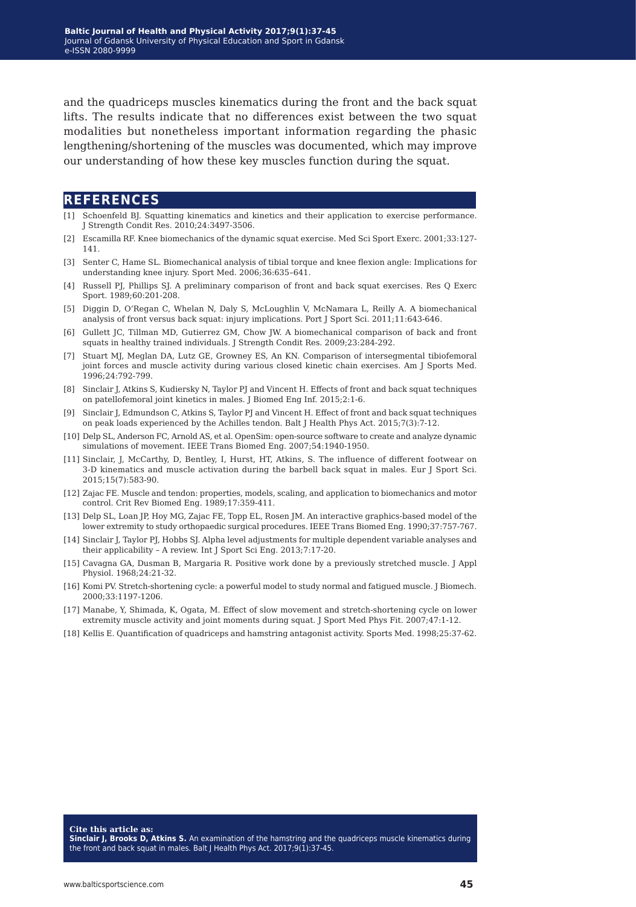and the quadriceps muscles kinematics during the front and the back squat lifts. The results indicate that no differences exist between the two squat modalities but nonetheless important information regarding the phasic lengthening/shortening of the muscles was documented, which may improve our understanding of how these key muscles function during the squat.

## REFERENCES

[1] Schoenfeld BJ. Squatting kinematics and kinetics and their application to exercise performance. J Strength Condit Res. 2010;24:3497-3506.

[2] Escamilla RF. Knee biomechanics of the dynamic squat exercise. Med Sci Sport Exerc. 2001;33:127-141.

[3] Senter C, Hame SL. Biomechanical analysis of tibial torque and knee flexion angle: Implications for understanding knee injury. Sport Med. 2006;36:635–641.

[4] Russell PJ, Phillips SJ. A preliminary comparison of front and back squat exercises. Res Q Exerc Sport. 1989;60:201-208.

[5] Diggin D, O'Regan C, Whelan N, Daly S, McLoughlin V, McNamara L, Reilly A. A biomechanical analysis of front versus back squat: injury implications. Port J Sport Sci. 2011;11:643-646.

[6] Gullett JC, Tillman MD, Gutierrez GM, Chow JW. A biomechanical comparison of back and front squats in healthy trained individuals. J Strength Condit Res. 2009;23:284-292.

[7] Stuart MJ, Meglan DA, Lutz GE, Growney ES, An KN. Comparison of intersegmental tibiofemoral joint forces and muscle activity during various closed kinetic chain exercises. Am J Sports Med. 1996;24:792-799.

[8] Sinclair J, Atkins S, Kudiersky N, Taylor PJ and Vincent H. Effects of front and back squat techniques on patellofemoral joint kinetics in males. J Biomed Eng Inf. 2015;2:1-6.

[9] Sinclair J, Edmundson C, Atkins S, Taylor PJ and Vincent H. Effect of front and back squat techniques on peak loads experienced by the Achilles tendon. Balt J Health Phys Act. 2015;7(3):7-12.

[10] Delp SL, Anderson FC, Arnold AS, et al. OpenSim: open-source software to create and analyze dynamic simulations of movement. IEEE Trans Biomed Eng. 2007;54:1940-1950.

[11] Sinclair, J, McCarthy, D, Bentley, I, Hurst, HT, Atkins, S. The influence of different footwear on 3-D kinematics and muscle activation during the barbell back squat in males. Eur J Sport Sci. 2015;15(7):583-90.

[12] Zajac FE. Muscle and tendon: properties, models, scaling, and application to biomechanics and motor control. Crit Rev Biomed Eng. 1989;17:359-411.

[13] Delp SL, Loan JP, Hoy MG, Zajac FE, Topp EL, Rosen JM. An interactive graphics-based model of the lower extremity to study orthopaedic surgical procedures. IEEE Trans Biomed Eng. 1990;37:757-767.

[14] Sinclair J, Taylor PJ, Hobbs SJ. Alpha level adjustments for multiple dependent variable analyses and their applicability – A review. Int J Sport Sci Eng. 2013;7:17-20.

[15] Cavagna GA, Dusman B, Margaria R. Positive work done by a previously stretched muscle. J Appl Physiol. 1968;24:21-32.

[16] Komi PV. Stretch-shortening cycle: a powerful model to study normal and fatigued muscle. J Biomech. 2000;33:1197-1206.

[17] Manabe, Y, Shimada, K, Ogata, M. Effect of slow movement and stretch-shortening cycle on lower extremity muscle activity and joint moments during squat. J Sport Med Phys Fit. 2007;47:1-12.

[18] Kellis E. Quantification of quadriceps and hamstring antagonist activity. Sports Med. 1998;25:37-62.

**Cite this article as:**
**Sinclair J, Brooks D, Atkins S.** An examination of the hamstring and the quadriceps muscle kinematics during the front and back squat in males. Balt J Health Phys Act. 2017;9(1):37-45.